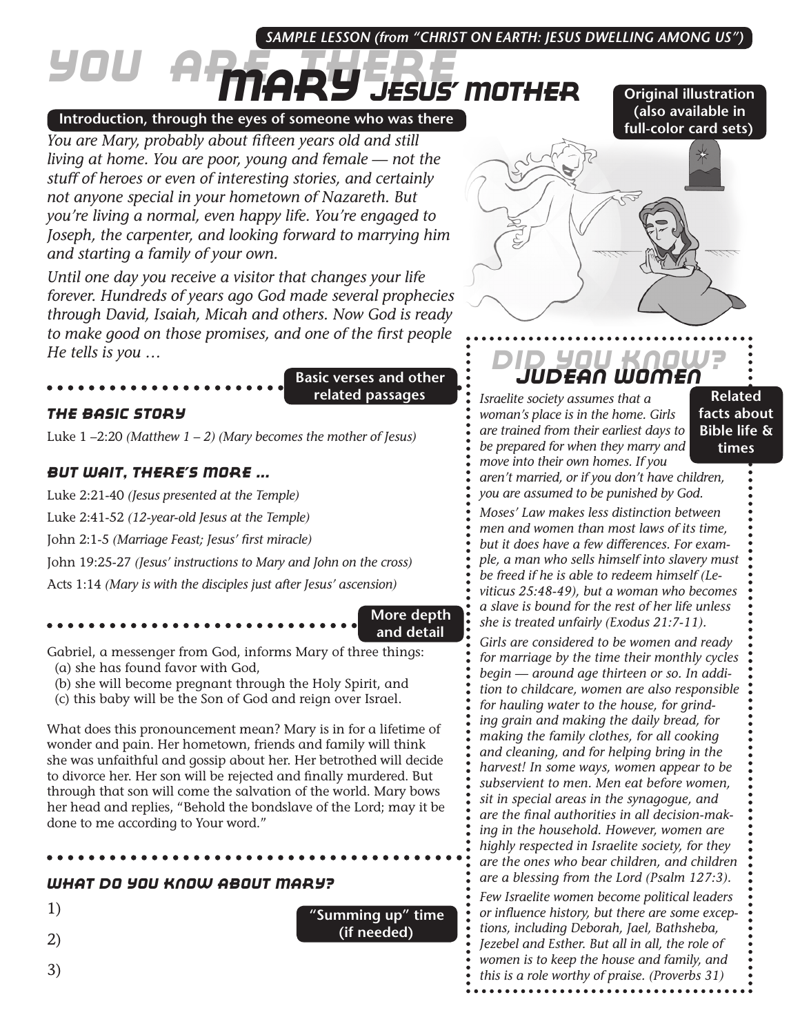SAMPLE LESSON (from "CHRIST ON EARTH: JESUS DWELLING AMONG US")

# YOU ARE THERE

# MARY JESUS' MOTHER

**Original illustration (also available in full-color card sets)**

**Introduction, through the eyes of someone who was there**

*You are Mary, probably about fifteen years old and still living at home. You are poor, young and female — not the stuff of heroes or even of interesting stories, and certainly not anyone special in your hometown of Nazareth. But you're living a normal, even happy life. You're engaged to Joseph, the carpenter, and looking forward to marrying him and starting a family of your own.*

*Until one day you receive a visitor that changes your life forever. Hundreds of years ago God made several prophecies through David, Isaiah, Micah and others. Now God is ready to make good on those promises, and one of the first people He tells is you …*

**Basic verses and other related passages**

### THE BASIC STORY

Luke 1 –2:20 *(Matthew 1 – 2) (Mary becomes the mother of Jesus)*

### BUT WAIT, THERE'S MORE …

Luke 2:21-40 *(Jesus presented at the Temple)*

Luke 2:41-52 *(12-year-old Jesus at the Temple)*

John 2:1-5 *(Marriage Feast; Jesus' first miracle)*

John 19:25-27 *(Jesus' instructions to Mary and John on the cross)*

Acts 1:14 *(Mary is with the disciples just after Jesus' ascension)*

**More depth and detail**

Gabriel, a messenger from God, informs Mary of three things:
(a) she has found favor with God,
(b) she will become pregnant through the Holy Spirit, and
(c) this baby will be the Son of God and reign over Israel.

What does this pronouncement mean? Mary is in for a lifetime of wonder and pain. Her hometown, friends and family will think she was unfaithful and gossip about her. Her betrothed will decide to divorce her. Her son will be rejected and finally murdered. But through that son will come the salvation of the world. Mary bows her head and replies, "Behold the bondslave of the Lord; may it be done to me according to Your word."

### WHAT DO YOU KNOW ABOUT MARY?

**"Summing up" time (if needed)**

1)

2)

3)

## DID YOU KNOW? JUDEAN WOMEN

**Related facts about Bible life & times**

*Israelite society assumes that a woman's place is in the home. Girls are trained from their earliest days to be prepared for when they marry and move into their own homes. If you aren't married, or if you don't have children, you are assumed to be punished by God.*

*Moses' Law makes less distinction between men and women than most laws of its time, but it does have a few differences. For example, a man who sells himself into slavery must be freed if he is able to redeem himself (Leviticus 25:48-49), but a woman who becomes a slave is bound for the rest of her life unless she is treated unfairly (Exodus 21:7-11).*

*Girls are considered to be women and ready for marriage by the time their monthly cycles begin — around age thirteen or so. In addition to childcare, women are also responsible for hauling water to the house, for grinding grain and making the daily bread, for making the family clothes, for all cooking and cleaning, and for helping bring in the harvest! In some ways, women appear to be subservient to men. Men eat before women, sit in special areas in the synagogue, and are the final authorities in all decision-making in the household. However, women are highly respected in Israelite society, for they are the ones who bear children, and children are a blessing from the Lord (Psalm 127:3).*

*Few Israelite women become political leaders or influence history, but there are some exceptions, including Deborah, Jael, Bathsheba, Jezebel and Esther. But all in all, the role of women is to keep the house and family, and this is a role worthy of praise. (Proverbs 31)*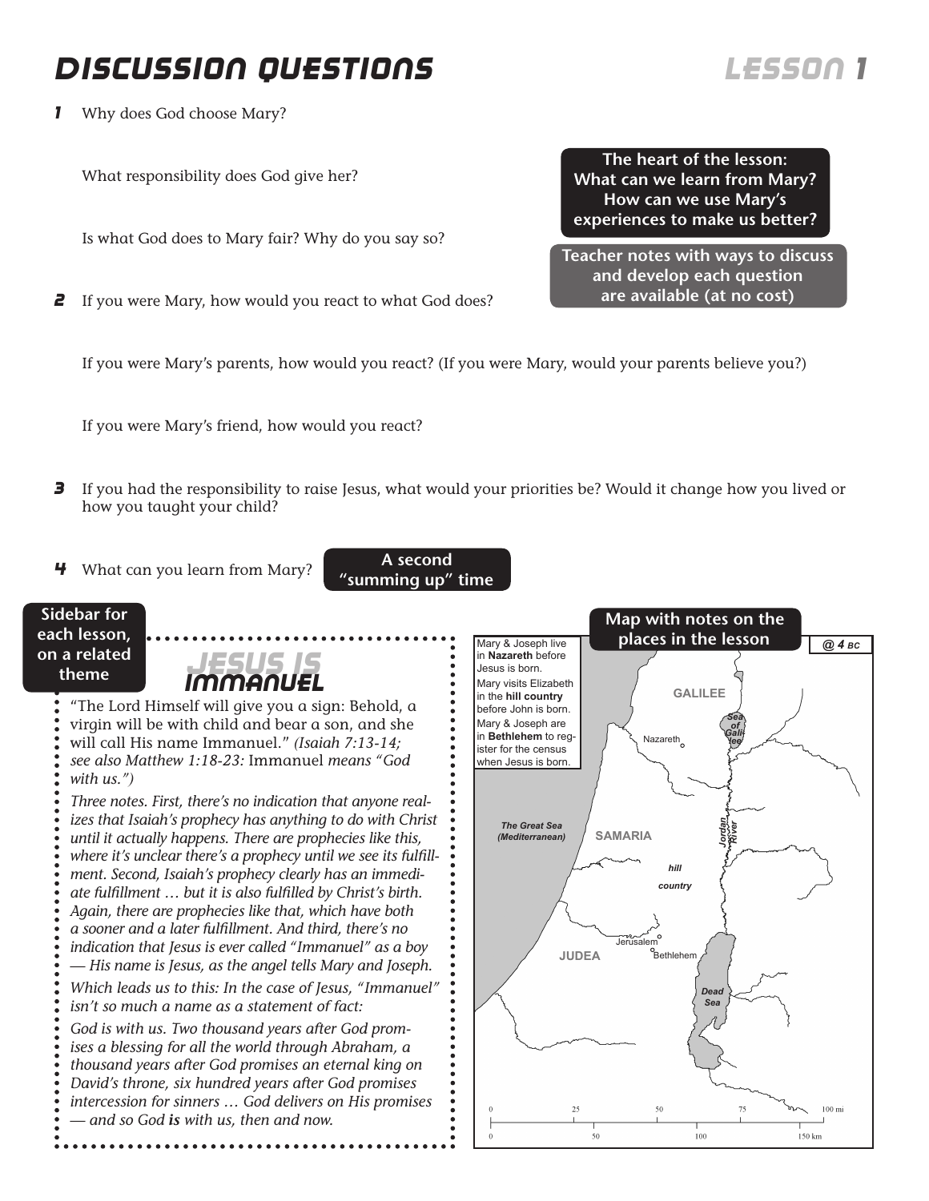# DISCUSSION QUESTIONS

## LESSON 1

**1** Why does God choose Mary?

What responsibility does God give her?

Is what God does to Mary fair? Why do you say so?

**The heart of the lesson: What can we learn from Mary? How can we use Mary's experiences to make us better?**

**Teacher notes with ways to discuss and develop each question are available (at no cost)**

**2** If you were Mary, how would you react to what God does?

If you were Mary's parents, how would you react? (If you were Mary, would your parents believe you?)

If you were Mary's friend, how would you react?

**3** If you had the responsibility to raise Jesus, what would your priorities be? Would it change how you lived or how you taught your child?

**4** What can you learn from Mary?

**A second "summing up" time**

**Sidebar for each lesson, on a related theme**

### JESUS IS IMMANUEL

"The Lord Himself will give you a sign: Behold, a virgin will be with child and bear a son, and she will call His name Immanuel." *(Isaiah 7:13-14; see also Matthew 1:18-23:* Immanuel *means "God with us.")*

*Three notes. First, there's no indication that anyone realizes that Isaiah's prophecy has anything to do with Christ until it actually happens. There are prophecies like this, where it's unclear there's a prophecy until we see its fulfillment. Second, Isaiah's prophecy clearly has an immediate fulfillment … but it is also fulfilled by Christ's birth. Again, there are prophecies like that, which have both a sooner and a later fulfillment. And third, there's no indication that Jesus is ever called "Immanuel" as a boy — His name is Jesus, as the angel tells Mary and Joseph.*

*Which leads us to this: In the case of Jesus, "Immanuel" isn't so much a name as a statement of fact:*

*God is with us. Two thousand years after God promises a blessing for all the world through Abraham, a thousand years after God promises an eternal king on David's throne, six hundred years after God promises intercession for sinners … God delivers on His promises — and so God **is** with us, then and now.*

**Map with notes on the places in the lesson**

Mary & Joseph live in **Nazareth** before Jesus is born.
Mary visits Elizabeth in the **hill country** before John is born.
Mary & Joseph are in **Bethlehem** to register for the census when Jesus is born.

@ 4 BC

GALILEE
Sea of Galilee
Nazareth
The Great Sea (Mediterranean)
SAMARIA
Jordan River
hill country
Jerusalem
Bethlehem
JUDEA
Dead Sea

0 25 50 75 100 mi
0 50 100 150 km